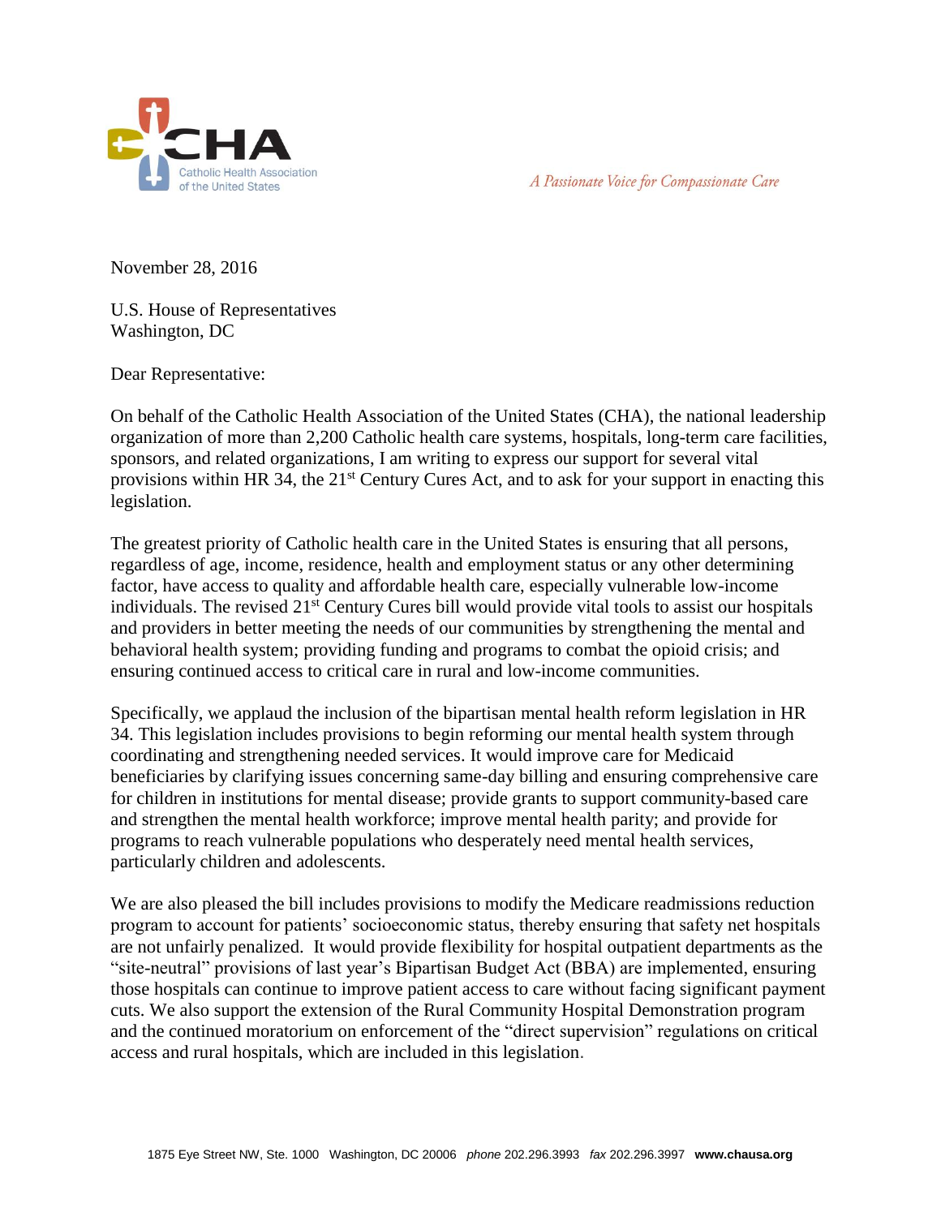CHA Catholic Health Association of the United States

*A Passionate Voice for Compassionate Care*

November 28, 2016

U.S. House of Representatives
Washington, DC

Dear Representative:

On behalf of the Catholic Health Association of the United States (CHA), the national leadership organization of more than 2,200 Catholic health care systems, hospitals, long-term care facilities, sponsors, and related organizations, I am writing to express our support for several vital provisions within HR 34, the 21st Century Cures Act, and to ask for your support in enacting this legislation.

The greatest priority of Catholic health care in the United States is ensuring that all persons, regardless of age, income, residence, health and employment status or any other determining factor, have access to quality and affordable health care, especially vulnerable low-income individuals. The revised 21st Century Cures bill would provide vital tools to assist our hospitals and providers in better meeting the needs of our communities by strengthening the mental and behavioral health system; providing funding and programs to combat the opioid crisis; and ensuring continued access to critical care in rural and low-income communities.

Specifically, we applaud the inclusion of the bipartisan mental health reform legislation in HR 34. This legislation includes provisions to begin reforming our mental health system through coordinating and strengthening needed services. It would improve care for Medicaid beneficiaries by clarifying issues concerning same-day billing and ensuring comprehensive care for children in institutions for mental disease; provide grants to support community-based care and strengthen the mental health workforce; improve mental health parity; and provide for programs to reach vulnerable populations who desperately need mental health services, particularly children and adolescents.

We are also pleased the bill includes provisions to modify the Medicare readmissions reduction program to account for patients' socioeconomic status, thereby ensuring that safety net hospitals are not unfairly penalized. It would provide flexibility for hospital outpatient departments as the "site-neutral" provisions of last year's Bipartisan Budget Act (BBA) are implemented, ensuring those hospitals can continue to improve patient access to care without facing significant payment cuts. We also support the extension of the Rural Community Hospital Demonstration program and the continued moratorium on enforcement of the "direct supervision" regulations on critical access and rural hospitals, which are included in this legislation.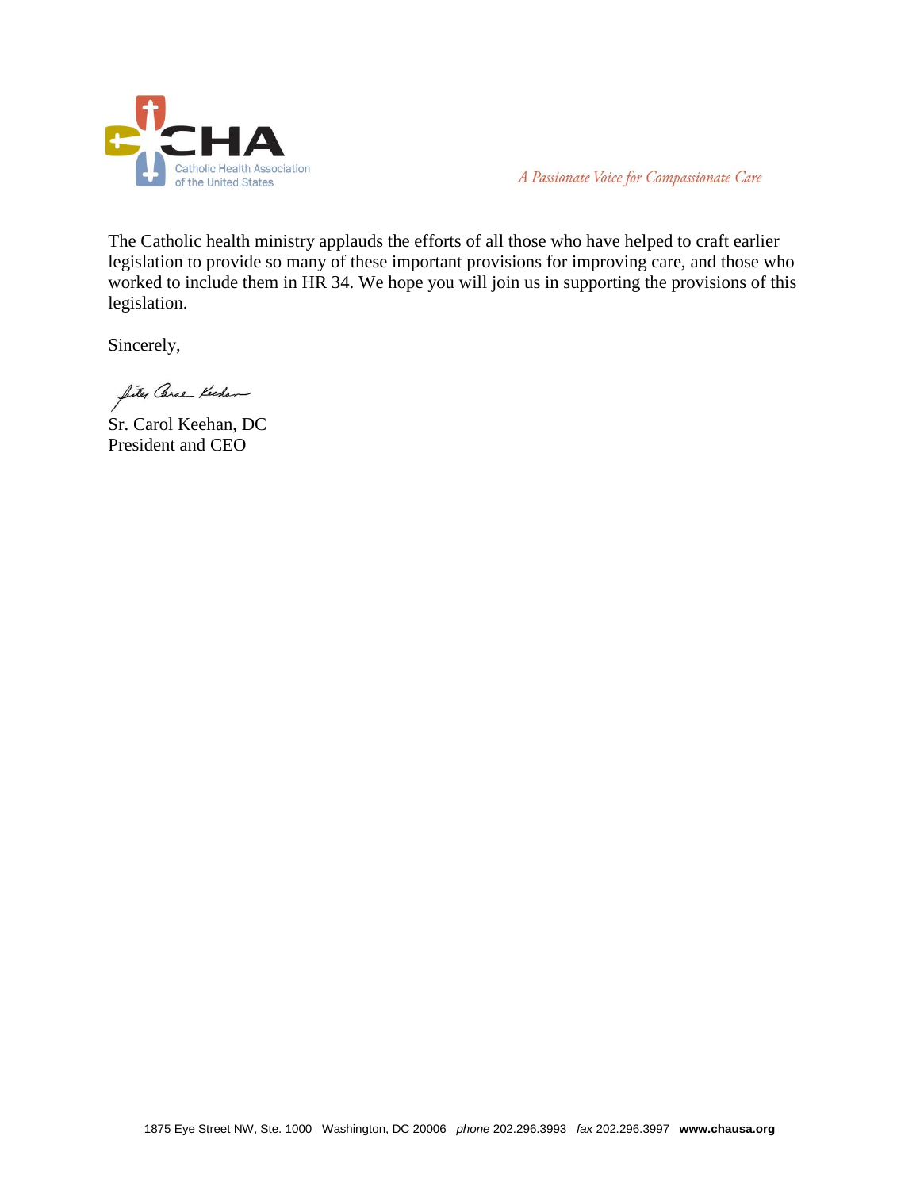The Catholic health ministry applauds the efforts of all those who have helped to craft earlier legislation to provide so many of these important provisions for improving care, and those who worked to include them in HR 34. We hope you will join us in supporting the provisions of this legislation.

Sincerely,

Sr. Carol Keehan, DC
President and CEO